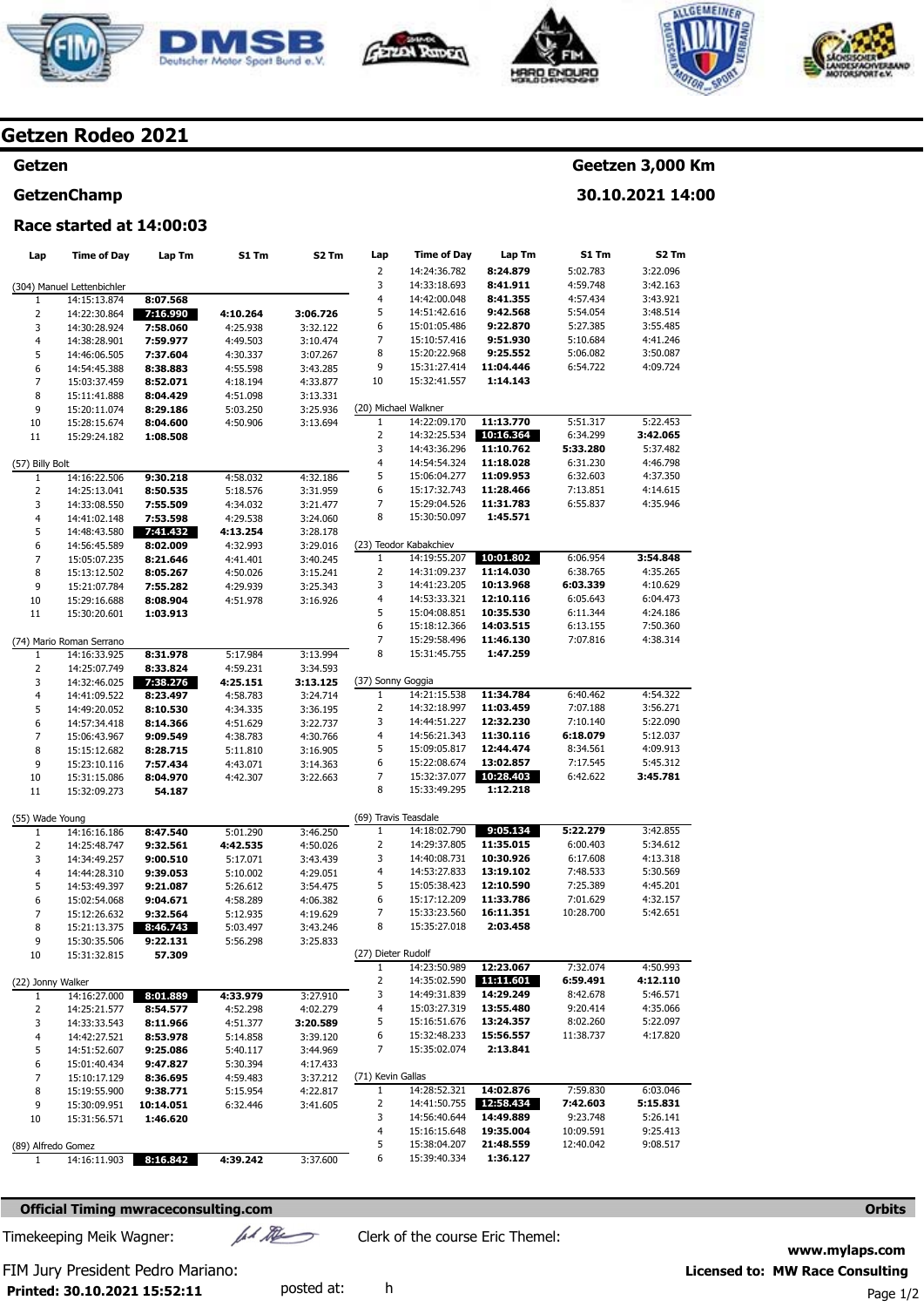## Getzen Rodeo 2021

**Getzen** — **Geetzen 3,000 Km**

**GetzenChamp** — **30.10.2021 14:00**

**Race started at 14:00:03**

| Lap | Time of Day | Lap Tm | S1 Tm | S2 Tm |
|---|---|---|---|---|
| **(304) Manuel Lettenbichler** | | | | |
| 1 | 14:15:13.874 | **8:07.568** | | |
| 2 | 14:22:30.864 | **7:16.990** | **4:10.264** | **3:06.726** |
| 3 | 14:30:28.924 | **7:58.060** | 4:25.938 | 3:32.122 |
| 4 | 14:38:28.901 | **7:59.977** | 4:49.503 | 3:10.474 |
| 5 | 14:46:06.505 | **7:37.604** | 4:30.337 | 3:07.267 |
| 6 | 14:54:45.388 | **8:38.883** | 4:55.598 | 3:43.285 |
| 7 | 15:03:37.459 | **8:52.071** | 4:18.194 | 4:33.877 |
| 8 | 15:11:41.888 | **8:04.429** | 4:51.098 | 3:13.331 |
| 9 | 15:20:11.074 | **8:29.186** | 5:03.250 | 3:25.936 |
| 10 | 15:28:15.674 | **8:04.600** | 4:50.906 | 3:13.694 |
| 11 | 15:29:24.182 | **1:08.508** | | |
| **(57) Billy Bolt** | | | | |
| 1 | 14:16:22.506 | **9:30.218** | 4:58.032 | 4:32.186 |
| 2 | 14:25:13.041 | **8:50.535** | 5:18.576 | 3:31.959 |
| 3 | 14:33:08.550 | **7:55.509** | 4:34.032 | 3:21.477 |
| 4 | 14:41:02.148 | **7:53.598** | 4:29.538 | 3:24.060 |
| 5 | 14:48:43.580 | **7:41.432** | **4:13.254** | 3:28.178 |
| 6 | 14:56:45.589 | **8:02.009** | 4:32.993 | 3:29.016 |
| 7 | 15:05:07.235 | **8:21.646** | 4:41.401 | 3:40.245 |
| 8 | 15:13:12.502 | **8:05.267** | 4:50.026 | 3:15.241 |
| 9 | 15:21:07.784 | **7:55.282** | 4:29.939 | 3:25.343 |
| 10 | 15:29:16.688 | **8:08.904** | 4:51.978 | 3:16.926 |
| 11 | 15:30:20.601 | **1:03.913** | | |
| **(74) Mario Roman Serrano** | | | | |
| 1 | 14:16:33.925 | **8:31.978** | 5:17.984 | 3:13.994 |
| 2 | 14:25:07.749 | **8:33.824** | 4:59.231 | 3:34.593 |
| 3 | 14:32:46.025 | **7:38.276** | **4:25.151** | **3:13.125** |
| 4 | 14:41:09.522 | **8:23.497** | 4:58.783 | 3:24.714 |
| 5 | 14:49:20.052 | **8:10.530** | 4:34.335 | 3:36.195 |
| 6 | 14:57:34.418 | **8:14.366** | 4:51.629 | 3:22.737 |
| 7 | 15:06:43.967 | **9:09.549** | 4:38.783 | 4:30.766 |
| 8 | 15:15:12.682 | **8:28.715** | 5:11.810 | 3:16.905 |
| 9 | 15:23:10.116 | **7:57.434** | 4:43.071 | 3:14.363 |
| 10 | 15:31:15.086 | **8:04.970** | 4:42.307 | 3:22.663 |
| 11 | 15:32:09.273 | **54.187** | | |
| **(55) Wade Young** | | | | |
| 1 | 14:16:16.186 | **8:47.540** | 5:01.290 | 3:46.250 |
| 2 | 14:25:48.747 | **9:32.561** | **4:42.535** | 4:50.026 |
| 3 | 14:34:49.257 | **9:00.510** | 5:17.071 | 3:43.439 |
| 4 | 14:44:28.310 | **9:39.053** | 5:10.002 | 4:29.051 |
| 5 | 14:53:49.397 | **9:21.087** | 5:26.612 | 3:54.475 |
| 6 | 15:02:54.068 | **9:04.671** | 4:58.289 | 4:06.382 |
| 7 | 15:12:26.632 | **9:32.564** | 5:12.935 | 4:19.629 |
| 8 | 15:21:13.375 | **8:46.743** | 5:03.497 | 3:43.246 |
| 9 | 15:30:35.506 | **9:22.131** | 5:56.298 | 3:25.833 |
| 10 | 15:31:32.815 | **57.309** | | |
| **(22) Jonny Walker** | | | | |
| 1 | 14:16:27.000 | **8:01.889** | **4:33.979** | 3:27.910 |
| 2 | 14:25:21.577 | **8:54.577** | 4:52.298 | 4:02.279 |
| 3 | 14:33:33.543 | **8:11.966** | 4:51.377 | **3:20.589** |
| 4 | 14:42:27.521 | **8:53.978** | 5:14.858 | 3:39.120 |
| 5 | 14:51:52.607 | **9:25.086** | 5:40.117 | 3:44.969 |
| 6 | 15:01:40.434 | **9:47.827** | 5:30.394 | 4:17.433 |
| 7 | 15:10:17.129 | **8:36.695** | 4:59.483 | 3:37.212 |
| 8 | 15:19:55.900 | **9:38.771** | 5:15.954 | 4:22.817 |
| 9 | 15:30:09.951 | **10:14.051** | 6:32.446 | 3:41.605 |
| 10 | 15:31:56.571 | **1:46.620** | | |
| **(89) Alfredo Gomez** | | | | |
| 1 | 14:16:11.903 | **8:16.842** | **4:39.242** | 3:37.600 |
| 2 | 14:24:36.782 | **8:24.879** | 5:02.783 | 3:22.096 |
| 3 | 14:33:18.693 | **8:41.911** | 4:59.748 | 3:42.163 |
| 4 | 14:42:00.048 | **8:41.355** | 4:57.434 | 3:43.921 |
| 5 | 14:51:42.616 | **9:42.568** | 5:54.054 | 3:48.514 |
| 6 | 15:01:05.486 | **9:22.870** | 5:27.385 | 3:55.485 |
| 7 | 15:10:57.416 | **9:51.930** | 5:10.684 | 4:41.246 |
| 8 | 15:20:22.968 | **9:25.552** | 5:06.082 | 3:50.087 |
| 9 | 15:31:27.414 | **11:04.446** | 6:54.722 | 4:09.724 |
| 10 | 15:32:41.557 | **1:14.143** | | |
| **(20) Michael Walkner** | | | | |
| 1 | 14:22:09.170 | **11:13.770** | 5:51.317 | 5:22.453 |
| 2 | 14:32:25.534 | **10:16.364** | 6:34.299 | **3:42.065** |
| 3 | 14:43:36.296 | **11:10.762** | **5:33.280** | 5:37.482 |
| 4 | 14:54:54.324 | **11:18.028** | 6:31.230 | 4:46.798 |
| 5 | 15:06:04.277 | **11:09.953** | 6:32.603 | 4:37.350 |
| 6 | 15:17:32.743 | **11:28.466** | 7:13.851 | 4:14.615 |
| 7 | 15:29:04.526 | **11:31.783** | 6:55.837 | 4:35.946 |
| 8 | 15:30:50.097 | **1:45.571** | | |
| **(23) Teodor Kabakchiev** | | | | |
| 1 | 14:19:55.207 | **10:01.802** | 6:06.954 | **3:54.848** |
| 2 | 14:31:09.237 | **11:14.030** | 6:38.765 | 4:35.265 |
| 3 | 14:41:23.205 | **10:13.968** | **6:03.339** | 4:10.629 |
| 4 | 14:53:33.321 | **12:10.116** | 6:05.643 | 6:04.473 |
| 5 | 15:04:08.851 | **10:35.530** | 6:11.344 | 4:24.186 |
| 6 | 15:18:12.366 | **14:03.515** | 6:13.155 | 7:50.360 |
| 7 | 15:29:58.496 | **11:46.130** | 7:07.816 | 4:38.314 |
| 8 | 15:31:45.755 | **1:47.259** | | |
| **(37) Sonny Goggia** | | | | |
| 1 | 14:21:15.538 | **11:34.784** | 6:40.462 | 4:54.322 |
| 2 | 14:32:18.997 | **11:03.459** | 7:07.188 | 3:56.271 |
| 3 | 14:44:51.227 | **12:32.230** | 7:10.140 | 5:22.090 |
| 4 | 14:56:21.343 | **11:30.116** | **6:18.079** | 5:12.037 |
| 5 | 15:09:05.817 | **12:44.474** | 8:34.561 | 4:09.913 |
| 6 | 15:22:08.674 | **13:02.857** | 7:17.545 | 5:45.312 |
| 7 | 15:32:37.077 | **10:28.403** | 6:42.622 | **3:45.781** |
| 8 | 15:33:49.295 | **1:12.218** | | |
| **(69) Travis Teasdale** | | | | |
| 1 | 14:18:02.790 | **9:05.134** | **5:22.279** | 3:42.855 |
| 2 | 14:29:37.805 | **11:35.015** | 6:00.403 | 5:34.612 |
| 3 | 14:40:08.731 | **10:30.926** | 6:17.608 | 4:13.318 |
| 4 | 14:53:27.833 | **13:19.102** | 7:48.533 | 5:30.569 |
| 5 | 15:05:38.423 | **12:10.590** | 7:25.389 | 4:45.201 |
| 6 | 15:17:12.209 | **11:33.786** | 7:01.629 | 4:32.157 |
| 7 | 15:33:23.560 | **16:11.351** | 10:28.700 | 5:42.651 |
| 8 | 15:35:27.018 | **2:03.458** | | |
| **(27) Dieter Rudolf** | | | | |
| 1 | 14:23:50.989 | **12:23.067** | 7:32.074 | 4:50.993 |
| 2 | 14:35:02.590 | **11:11.601** | **6:59.491** | **4:12.110** |
| 3 | 14:49:31.839 | **14:29.249** | 8:42.678 | 5:46.571 |
| 4 | 15:03:27.319 | **13:55.480** | 9:20.414 | 4:35.066 |
| 5 | 15:16:51.676 | **13:24.357** | 8:02.260 | 5:22.097 |
| 6 | 15:32:48.233 | **15:56.557** | 11:38.737 | 4:17.820 |
| 7 | 15:35:02.074 | **2:13.841** | | |
| **(71) Kevin Gallas** | | | | |
| 1 | 14:28:52.321 | **14:02.876** | 7:59.830 | 6:03.046 |
| 2 | 14:41:50.755 | **12:58.434** | **7:42.603** | **5:15.831** |
| 3 | 14:56:40.644 | **14:49.889** | 9:23.748 | 5:26.141 |
| 4 | 15:16:15.648 | **19:35.004** | 10:09.591 | 9:25.413 |
| 5 | 15:38:04.207 | **21:48.559** | 12:40.042 | 9:08.517 |
| 6 | 15:39:40.334 | **1:36.127** | | |

**Official Timing mwraceconsulting.com** — **Orbits**

Timekeeping Meik Wagner:

Clerk of the course Eric Themel:

FIM Jury President Pedro Mariano:

**www.mylaps.com**

**Licensed to: MW Race Consulting**

**Printed: 30.10.2021 15:52:11** posted at: h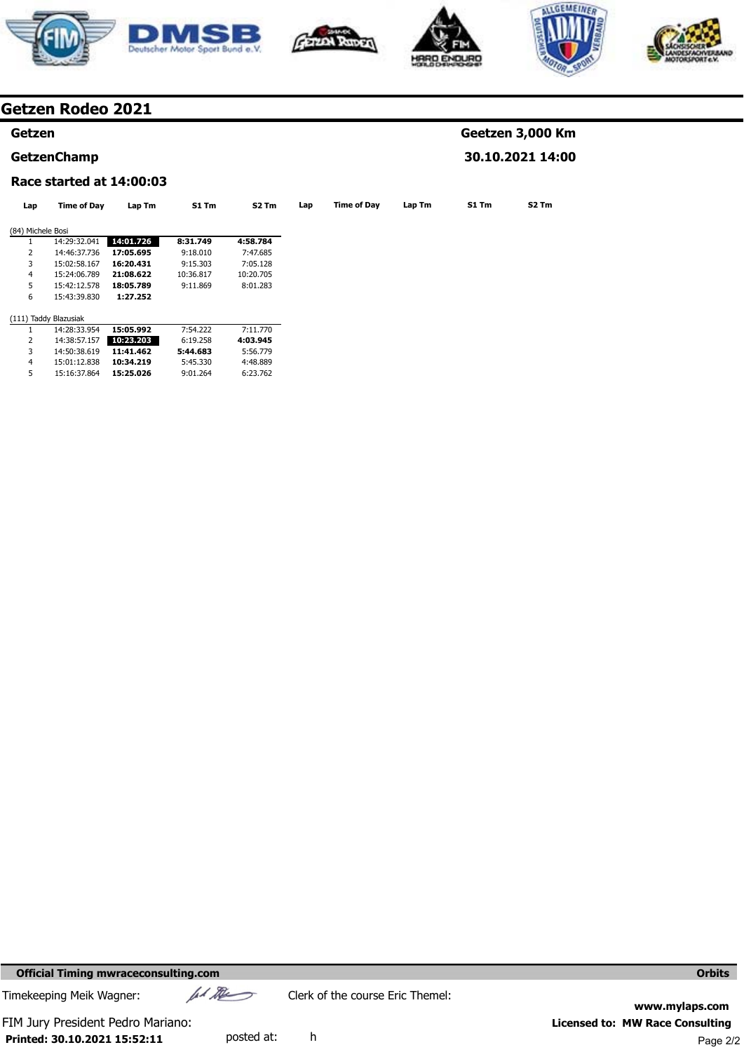## Getzen Rodeo 2021

**Getzen** — **Geetzen 3,000 Km**

**GetzenChamp** — **30.10.2021 14:00**

**Race started at 14:00:03**

| Lap | Time of Day | Lap Tm | S1 Tm | S2 Tm |
|---|---|---|---|---|
| **(84) Michele Bosi** | | | | |
| 1 | 14:29:32.041 | **14:01.726** | **8:31.749** | **4:58.784** |
| 2 | 14:46:37.736 | **17:05.695** | 9:18.010 | 7:47.685 |
| 3 | 15:02:58.167 | **16:20.431** | 9:15.303 | 7:05.128 |
| 4 | 15:24:06.789 | **21:08.622** | 10:36.817 | 10:20.705 |
| 5 | 15:42:12.578 | **18:05.789** | 9:11.869 | 8:01.283 |
| 6 | 15:43:39.830 | **1:27.252** | | |
| **(111) Taddy Blazusiak** | | | | |
| 1 | 14:28:33.954 | **15:05.992** | 7:54.222 | 7:11.770 |
| 2 | 14:38:57.157 | **10:23.203** | 6:19.258 | **4:03.945** |
| 3 | 14:50:38.619 | **11:41.462** | **5:44.683** | 5:56.779 |
| 4 | 15:01:12.838 | **10:34.219** | 5:45.330 | 4:48.889 |
| 5 | 15:16:37.864 | **15:25.026** | 9:01.264 | 6:23.762 |

**Official Timing mwraceconsulting.com** — **Orbits**

Timekeeping Meik Wagner:

Clerk of the course Eric Themel:

FIM Jury President Pedro Mariano:

**www.mylaps.com**

**Licensed to: MW Race Consulting**

**Printed: 30.10.2021 15:52:11** posted at: h